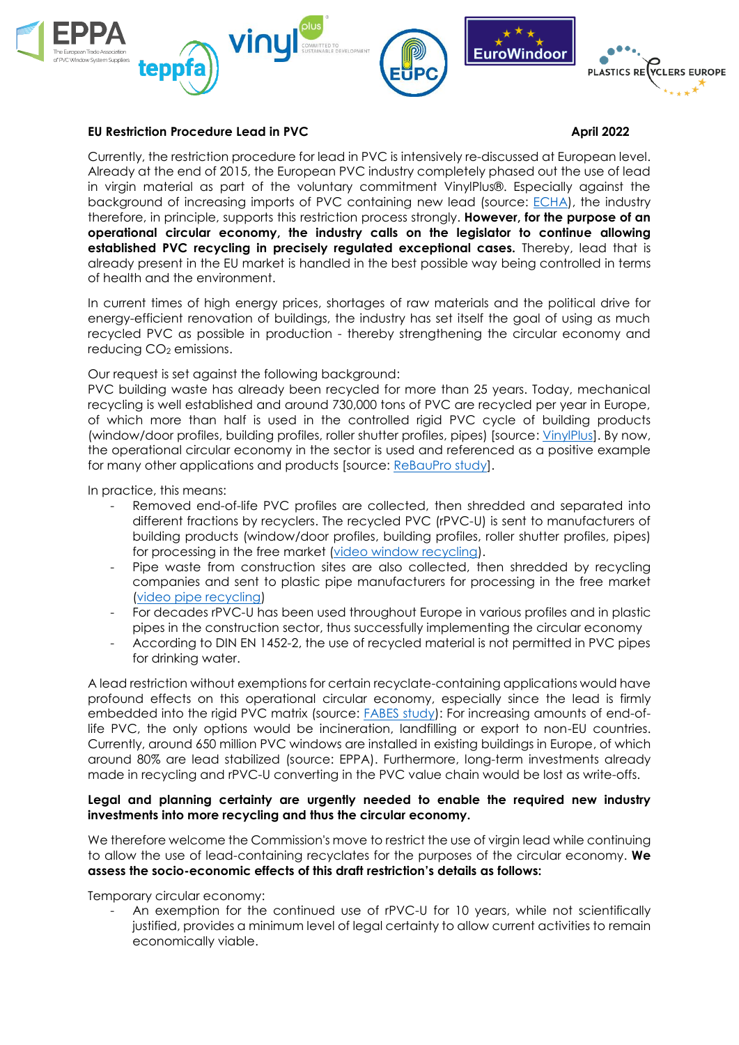**EU Restriction Procedure Lead in PVC** **April 2022**

Currently, the restriction procedure for lead in PVC is intensively re-discussed at European level. Already at the end of 2015, the European PVC industry completely phased out the use of lead in virgin material as part of the voluntary commitment VinylPlus®. Especially against the background of increasing imports of PVC containing new lead (source: ECHA), the industry therefore, in principle, supports this restriction process strongly. **However, for the purpose of an operational circular economy, the industry calls on the legislator to continue allowing established PVC recycling in precisely regulated exceptional cases.** Thereby, lead that is already present in the EU market is handled in the best possible way being controlled in terms of health and the environment.

In current times of high energy prices, shortages of raw materials and the political drive for energy-efficient renovation of buildings, the industry has set itself the goal of using as much recycled PVC as possible in production - thereby strengthening the circular economy and reducing $CO_2$ emissions.

Our request is set against the following background:
PVC building waste has already been recycled for more than 25 years. Today, mechanical recycling is well established and around 730,000 tons of PVC are recycled per year in Europe, of which more than half is used in the controlled rigid PVC cycle of building products (window/door profiles, building profiles, roller shutter profiles, pipes) [source: VinylPlus]. By now, the operational circular economy in the sector is used and referenced as a positive example for many other applications and products [source: ReBauPro study].

In practice, this means:

- Removed end-of-life PVC profiles are collected, then shredded and separated into different fractions by recyclers. The recycled PVC (rPVC-U) is sent to manufacturers of building products (window/door profiles, building profiles, roller shutter profiles, pipes) for processing in the free market (video window recycling).
- Pipe waste from construction sites are also collected, then shredded by recycling companies and sent to plastic pipe manufacturers for processing in the free market (video pipe recycling)
- For decades rPVC-U has been used throughout Europe in various profiles and in plastic pipes in the construction sector, thus successfully implementing the circular economy
- According to DIN EN 1452-2, the use of recycled material is not permitted in PVC pipes for drinking water.

A lead restriction without exemptions for certain recyclate-containing applications would have profound effects on this operational circular economy, especially since the lead is firmly embedded into the rigid PVC matrix (source: FABES study): For increasing amounts of end-of-life PVC, the only options would be incineration, landfilling or export to non-EU countries. Currently, around 650 million PVC windows are installed in existing buildings in Europe, of which around 80% are lead stabilized (source: EPPA). Furthermore, long-term investments already made in recycling and rPVC-U converting in the PVC value chain would be lost as write-offs.

**Legal and planning certainty are urgently needed to enable the required new industry investments into more recycling and thus the circular economy.**

We therefore welcome the Commission's move to restrict the use of virgin lead while continuing to allow the use of lead-containing recyclates for the purposes of the circular economy. **We assess the socio-economic effects of this draft restriction's details as follows:**

Temporary circular economy:

- An exemption for the continued use of rPVC-U for 10 years, while not scientifically justified, provides a minimum level of legal certainty to allow current activities to remain economically viable.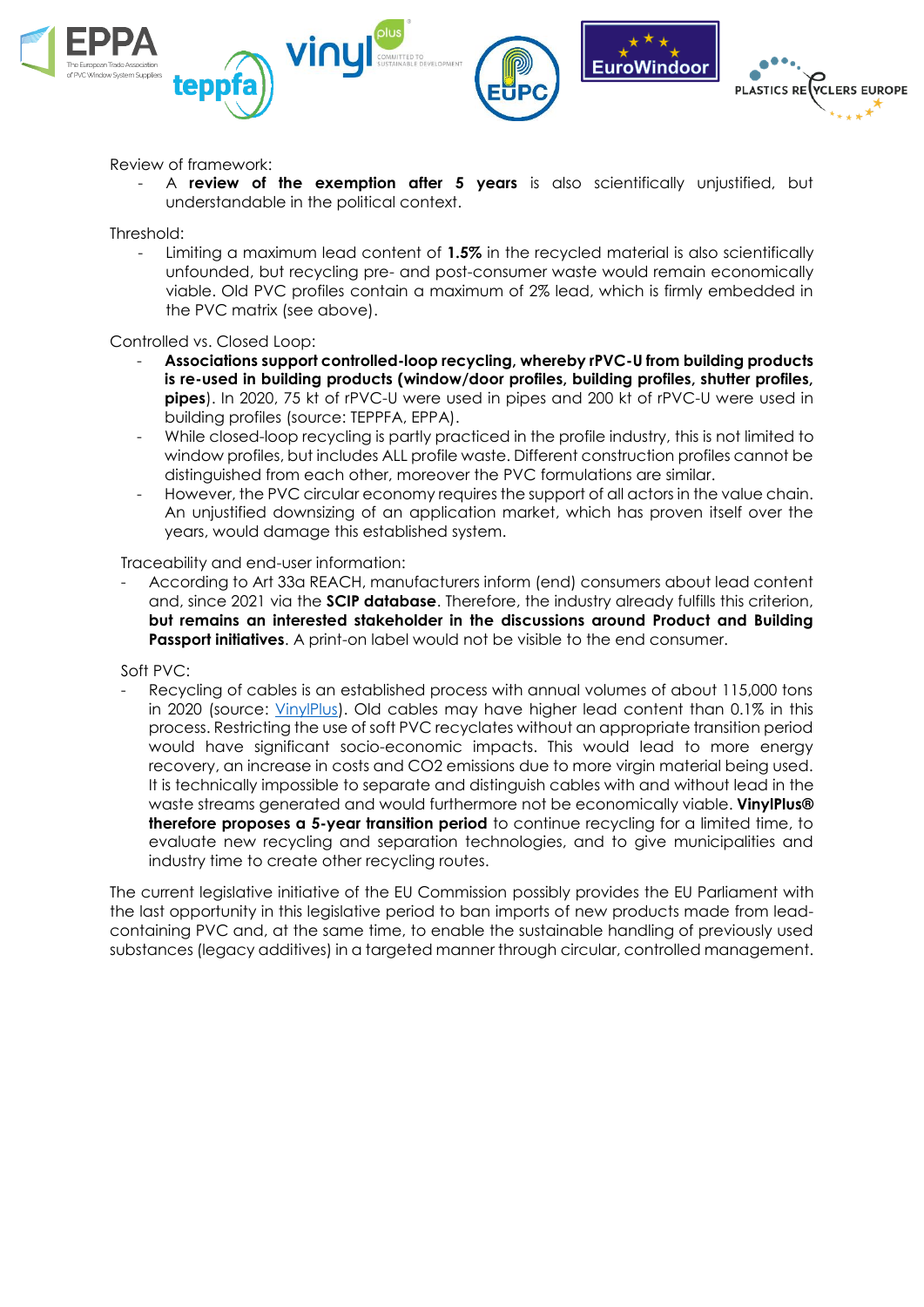Review of framework:

- A **review of the exemption after 5 years** is also scientifically unjustified, but understandable in the political context.

Threshold:

- Limiting a maximum lead content of **1.5%** in the recycled material is also scientifically unfounded, but recycling pre- and post-consumer waste would remain economically viable. Old PVC profiles contain a maximum of 2% lead, which is firmly embedded in the PVC matrix (see above).

Controlled vs. Closed Loop:

- **Associations support controlled-loop recycling, whereby rPVC-U from building products is re-used in building products (window/door profiles, building profiles, shutter profiles, pipes)**. In 2020, 75 kt of rPVC-U were used in pipes and 200 kt of rPVC-U were used in building profiles (source: TEPPFA, EPPA).
- While closed-loop recycling is partly practiced in the profile industry, this is not limited to window profiles, but includes ALL profile waste. Different construction profiles cannot be distinguished from each other, moreover the PVC formulations are similar.
- However, the PVC circular economy requires the support of all actors in the value chain. An unjustified downsizing of an application market, which has proven itself over the years, would damage this established system.

Traceability and end-user information:

- According to Art 33a REACH, manufacturers inform (end) consumers about lead content and, since 2021 via the **SCIP database**. Therefore, the industry already fulfills this criterion, **but remains an interested stakeholder in the discussions around Product and Building Passport initiatives**. A print-on label would not be visible to the end consumer.

Soft PVC:

- Recycling of cables is an established process with annual volumes of about 115,000 tons in 2020 (source: VinylPlus). Old cables may have higher lead content than 0.1% in this process. Restricting the use of soft PVC recyclates without an appropriate transition period would have significant socio-economic impacts. This would lead to more energy recovery, an increase in costs and CO2 emissions due to more virgin material being used. It is technically impossible to separate and distinguish cables with and without lead in the waste streams generated and would furthermore not be economically viable. **VinylPlus® therefore proposes a 5-year transition period** to continue recycling for a limited time, to evaluate new recycling and separation technologies, and to give municipalities and industry time to create other recycling routes.

The current legislative initiative of the EU Commission possibly provides the EU Parliament with the last opportunity in this legislative period to ban imports of new products made from lead-containing PVC and, at the same time, to enable the sustainable handling of previously used substances (legacy additives) in a targeted manner through circular, controlled management.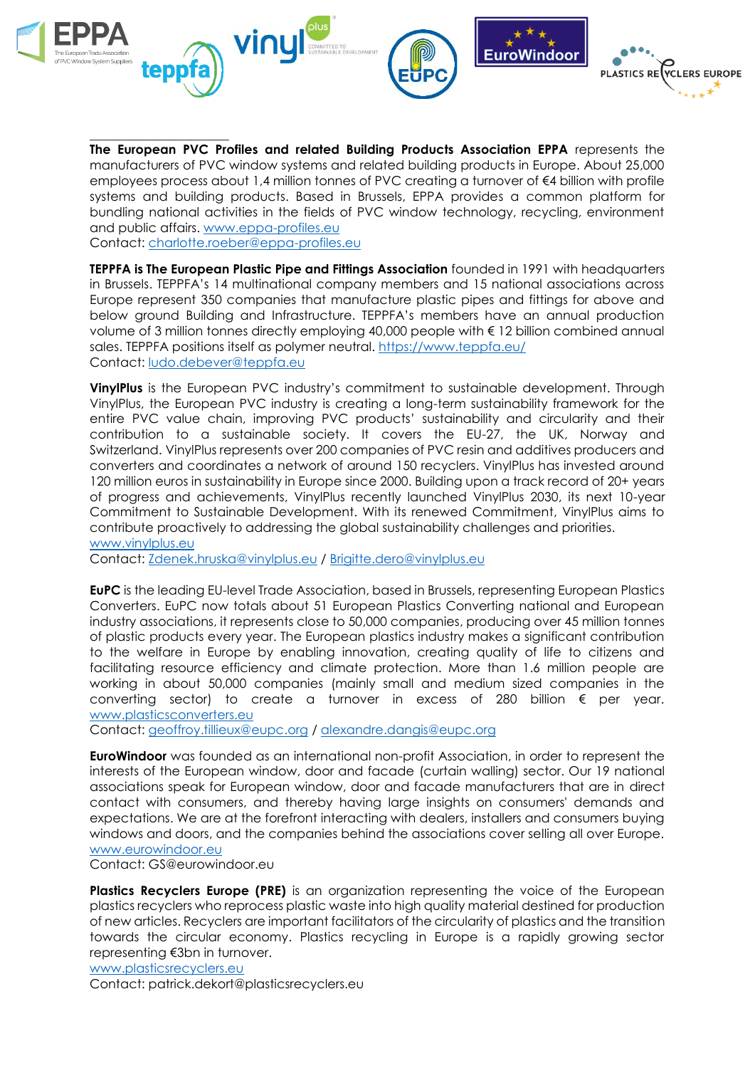**The European PVC Profiles and related Building Products Association EPPA** represents the manufacturers of PVC window systems and related building products in Europe. About 25,000 employees process about 1,4 million tonnes of PVC creating a turnover of €4 billion with profile systems and building products. Based in Brussels, EPPA provides a common platform for bundling national activities in the fields of PVC window technology, recycling, environment and public affairs. [www.eppa-profiles.eu](www.eppa-profiles.eu)
Contact: [charlotte.roeber@eppa-profiles.eu](mailto:charlotte.roeber@eppa-profiles.eu)

**TEPPFA is The European Plastic Pipe and Fittings Association** founded in 1991 with headquarters in Brussels. TEPPFA's 14 multinational company members and 15 national associations across Europe represent 350 companies that manufacture plastic pipes and fittings for above and below ground Building and Infrastructure. TEPPFA's members have an annual production volume of 3 million tonnes directly employing 40,000 people with € 12 billion combined annual sales. TEPPFA positions itself as polymer neutral. [https://www.teppfa.eu/](https://www.teppfa.eu/)
Contact: [ludo.debever@teppfa.eu](mailto:ludo.debever@teppfa.eu)

**VinylPlus** is the European PVC industry's commitment to sustainable development. Through VinylPlus, the European PVC industry is creating a long-term sustainability framework for the entire PVC value chain, improving PVC products' sustainability and circularity and their contribution to a sustainable society. It covers the EU-27, the UK, Norway and Switzerland. VinylPlus represents over 200 companies of PVC resin and additives producers and converters and coordinates a network of around 150 recyclers. VinylPlus has invested around 120 million euros in sustainability in Europe since 2000. Building upon a track record of 20+ years of progress and achievements, VinylPlus recently launched VinylPlus 2030, its next 10-year Commitment to Sustainable Development. With its renewed Commitment, VinylPlus aims to contribute proactively to addressing the global sustainability challenges and priorities.
[www.vinylplus.eu](www.vinylplus.eu)
Contact: [Zdenek.hruska@vinylplus.eu](mailto:Zdenek.hruska@vinylplus.eu) / [Brigitte.dero@vinylplus.eu](mailto:Brigitte.dero@vinylplus.eu)

**EuPC** is the leading EU-level Trade Association, based in Brussels, representing European Plastics Converters. EuPC now totals about 51 European Plastics Converting national and European industry associations, it represents close to 50,000 companies, producing over 45 million tonnes of plastic products every year. The European plastics industry makes a significant contribution to the welfare in Europe by enabling innovation, creating quality of life to citizens and facilitating resource efficiency and climate protection. More than 1.6 million people are working in about 50,000 companies (mainly small and medium sized companies in the converting sector) to create a turnover in excess of 280 billion € per year. [www.plasticsconverters.eu](www.plasticsconverters.eu)
Contact: [geoffroy.tillieux@eupc.org](mailto:geoffroy.tillieux@eupc.org) / [alexandre.dangis@eupc.org](mailto:alexandre.dangis@eupc.org)

**EuroWindoor** was founded as an international non-profit Association, in order to represent the interests of the European window, door and facade (curtain walling) sector. Our 19 national associations speak for European window, door and facade manufacturers that are in direct contact with consumers, and thereby having large insights on consumers' demands and expectations. We are at the forefront interacting with dealers, installers and consumers buying windows and doors, and the companies behind the associations cover selling all over Europe.
[www.eurowindoor.eu](www.eurowindoor.eu)
Contact: GS@eurowindoor.eu

**Plastics Recyclers Europe (PRE)** is an organization representing the voice of the European plastics recyclers who reprocess plastic waste into high quality material destined for production of new articles. Recyclers are important facilitators of the circularity of plastics and the transition towards the circular economy. Plastics recycling in Europe is a rapidly growing sector representing €3bn in turnover.
[www.plasticsrecyclers.eu](www.plasticsrecyclers.eu)
Contact: patrick.dekort@plasticsrecyclers.eu